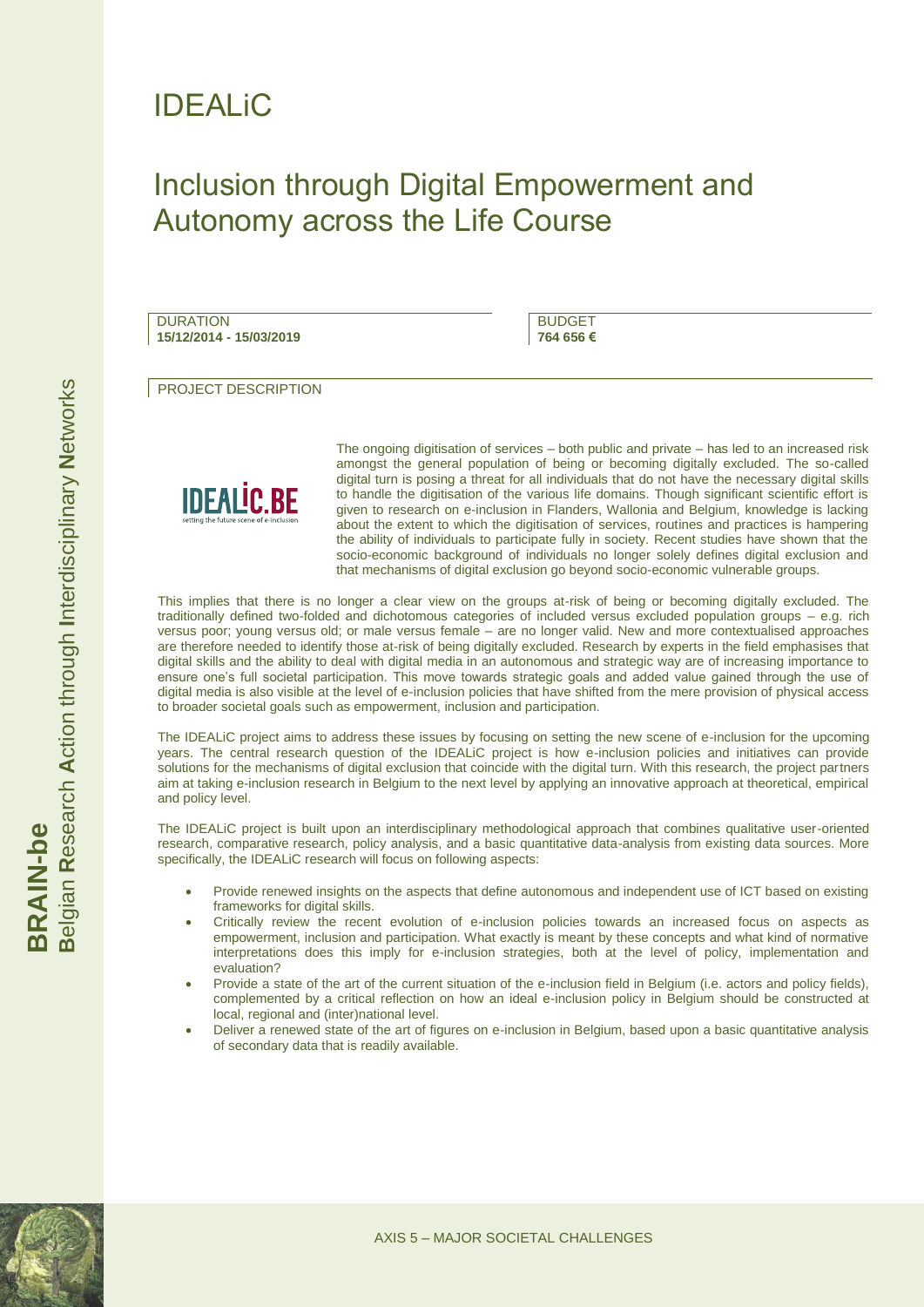# IDEALiC

## Inclusion through Digital Empowerment and Autonomy across the Life Course

DURATION
**15/12/2014 - 15/03/2019**

BUDGET
**764 656 €**

PROJECT DESCRIPTION

The ongoing digitisation of services – both public and private – has led to an increased risk amongst the general population of being or becoming digitally excluded. The so-called digital turn is posing a threat for all individuals that do not have the necessary digital skills to handle the digitisation of the various life domains. Though significant scientific effort is given to research on e-inclusion in Flanders, Wallonia and Belgium, knowledge is lacking about the extent to which the digitisation of services, routines and practices is hampering the ability of individuals to participate fully in society. Recent studies have shown that the socio-economic background of individuals no longer solely defines digital exclusion and that mechanisms of digital exclusion go beyond socio-economic vulnerable groups.

This implies that there is no longer a clear view on the groups at-risk of being or becoming digitally excluded. The traditionally defined two-folded and dichotomous categories of included versus excluded population groups – e.g. rich versus poor; young versus old; or male versus female – are no longer valid. New and more contextualised approaches are therefore needed to identify those at-risk of being digitally excluded. Research by experts in the field emphasises that digital skills and the ability to deal with digital media in an autonomous and strategic way are of increasing importance to ensure one's full societal participation. This move towards strategic goals and added value gained through the use of digital media is also visible at the level of e-inclusion policies that have shifted from the mere provision of physical access to broader societal goals such as empowerment, inclusion and participation.

The IDEALiC project aims to address these issues by focusing on setting the new scene of e-inclusion for the upcoming years. The central research question of the IDEALiC project is how e-inclusion policies and initiatives can provide solutions for the mechanisms of digital exclusion that coincide with the digital turn. With this research, the project partners aim at taking e-inclusion research in Belgium to the next level by applying an innovative approach at theoretical, empirical and policy level.

The IDEALiC project is built upon an interdisciplinary methodological approach that combines qualitative user-oriented research, comparative research, policy analysis, and a basic quantitative data-analysis from existing data sources. More specifically, the IDEALiC research will focus on following aspects:

- Provide renewed insights on the aspects that define autonomous and independent use of ICT based on existing frameworks for digital skills.
- Critically review the recent evolution of e-inclusion policies towards an increased focus on aspects as empowerment, inclusion and participation. What exactly is meant by these concepts and what kind of normative interpretations does this imply for e-inclusion strategies, both at the level of policy, implementation and evaluation?
- Provide a state of the art of the current situation of the e-inclusion field in Belgium (i.e. actors and policy fields), complemented by a critical reflection on how an ideal e-inclusion policy in Belgium should be constructed at local, regional and (inter)national level.
- Deliver a renewed state of the art of figures on e-inclusion in Belgium, based upon a basic quantitative analysis of secondary data that is readily available.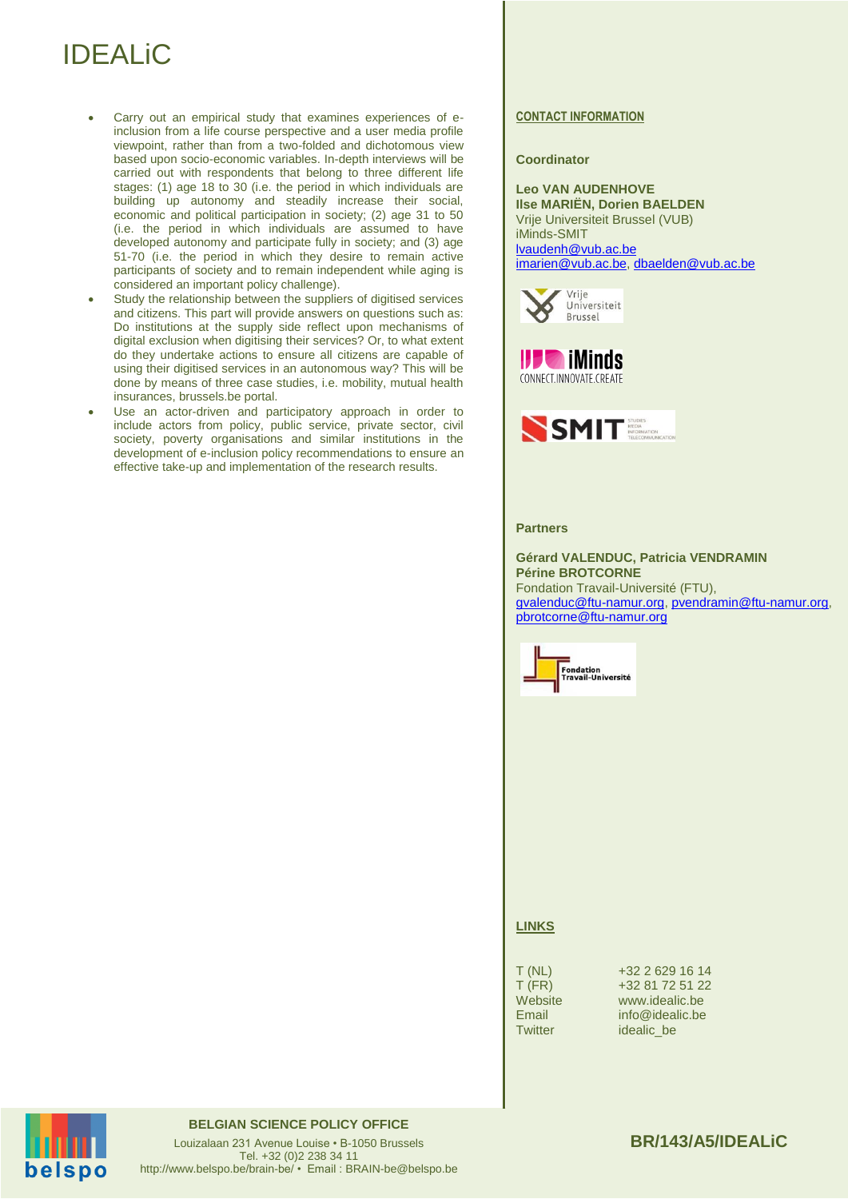# IDEALiC

- Carry out an empirical study that examines experiences of e-inclusion from a life course perspective and a user media profile viewpoint, rather than from a two-folded and dichotomous view based upon socio-economic variables. In-depth interviews will be carried out with respondents that belong to three different life stages: (1) age 18 to 30 (i.e. the period in which individuals are building up autonomy and steadily increase their social, economic and political participation in society; (2) age 31 to 50 (i.e. the period in which individuals are assumed to have developed autonomy and participate fully in society; and (3) age 51-70 (i.e. the period in which they desire to remain active participants of society and to remain independent while aging is considered an important policy challenge).
- Study the relationship between the suppliers of digitised services and citizens. This part will provide answers on questions such as: Do institutions at the supply side reflect upon mechanisms of digital exclusion when digitising their services? Or, to what extent do they undertake actions to ensure all citizens are capable of using their digitised services in an autonomous way? This will be done by means of three case studies, i.e. mobility, mutual health insurances, brussels.be portal.
- Use an actor-driven and participatory approach in order to include actors from policy, public service, private sector, civil society, poverty organisations and similar institutions in the development of e-inclusion policy recommendations to ensure an effective take-up and implementation of the research results.

## CONTACT INFORMATION

**Coordinator**

**Leo VAN AUDENHOVE**
**Ilse MARIËN, Dorien BAELDEN**
Vrije Universiteit Brussel (VUB)
iMinds-SMIT
lvaudenh@vub.ac.be
imarien@vub.ac.be, dbaelden@vub.ac.be

**Partners**

**Gérard VALENDUC, Patricia VENDRAMIN**
**Périne BROTCORNE**
Fondation Travail-Université (FTU),
gvalenduc@ftu-namur.org, pvendramin@ftu-namur.org, pbrotcorne@ftu-namur.org

## LINKS

| | |
|---|---|
| T (NL) | +32 2 629 16 14 |
| T (FR) | +32 81 72 51 22 |
| Website | www.idealic.be |
| Email | info@idealic.be |
| Twitter | idealic_be |

**BELGIAN SCIENCE POLICY OFFICE**
Louizalaan 231 Avenue Louise • B-1050 Brussels
Tel. +32 (0)2 238 34 11
http://www.belspo.be/brain-be/ • Email : BRAIN-be@belspo.be

**BR/143/A5/IDEALiC**